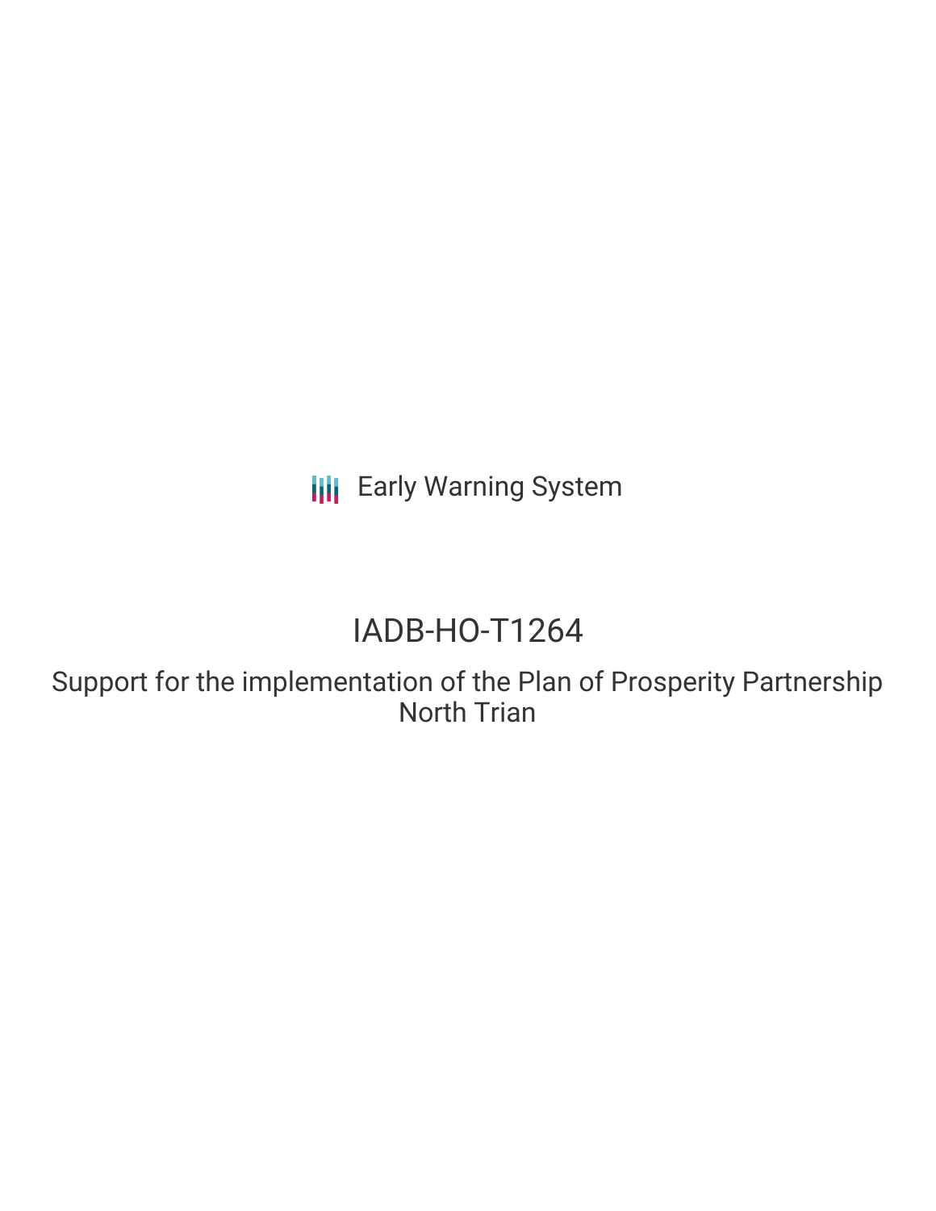Early Warning System

# IADB-HO-T1264

## Support for the implementation of the Plan of Prosperity Partnership North Trian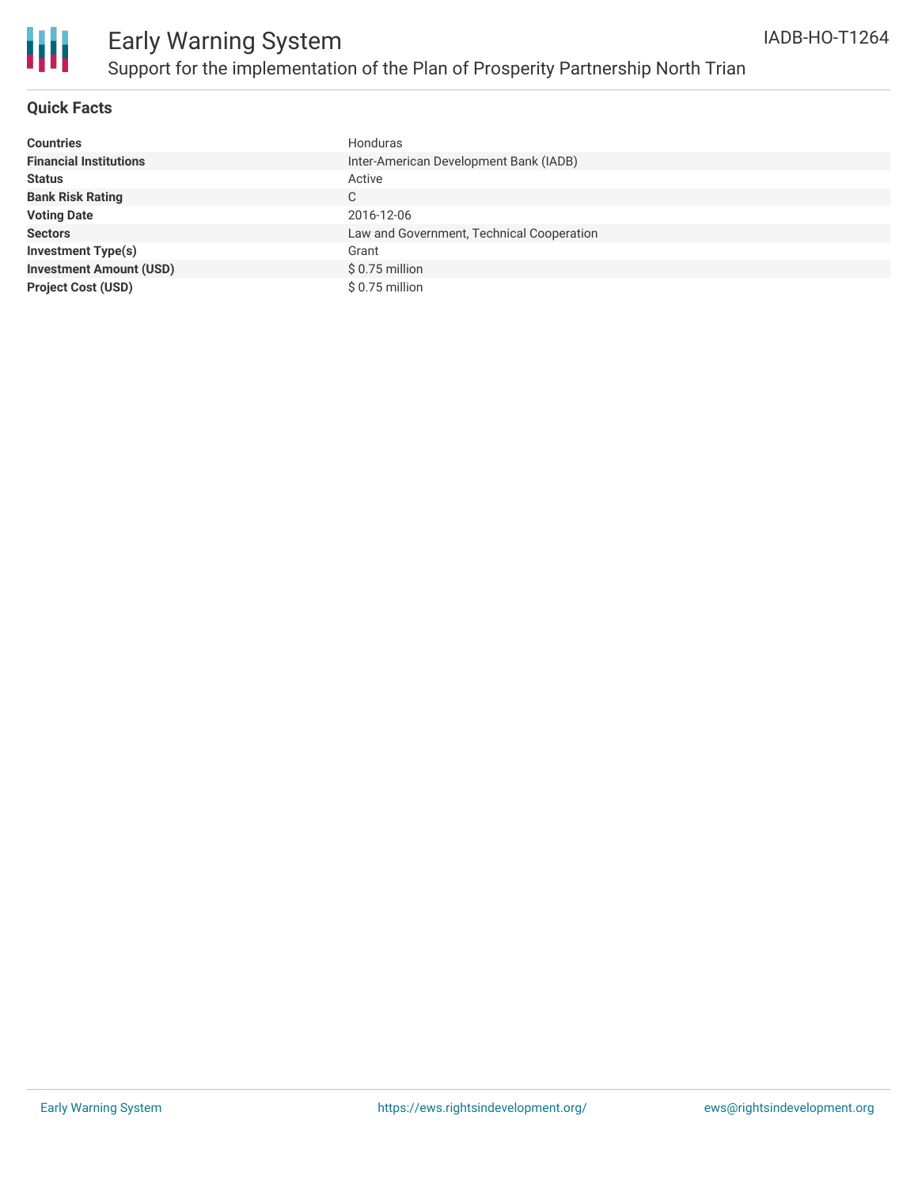# Early Warning System

## Support for the implementation of the Plan of Prosperity Partnership North Trian

IADB-HO-T1264

### Quick Facts

| | |
|---|---|
| **Countries** | Honduras |
| **Financial Institutions** | Inter-American Development Bank (IADB) |
| **Status** | Active |
| **Bank Risk Rating** | C |
| **Voting Date** | 2016-12-06 |
| **Sectors** | Law and Government, Technical Cooperation |
| **Investment Type(s)** | Grant |
| **Investment Amount (USD)** | $ 0.75 million |
| **Project Cost (USD)** | $ 0.75 million |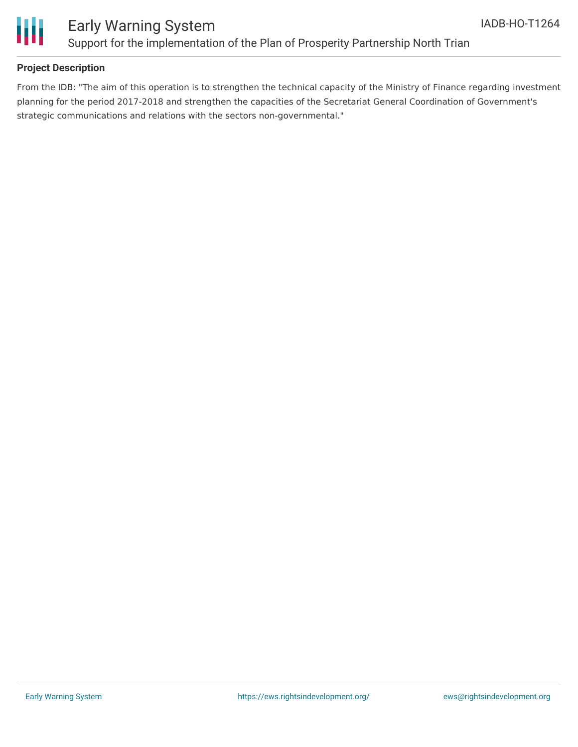**Project Description**

From the IDB: "The aim of this operation is to strengthen the technical capacity of the Ministry of Finance regarding investment planning for the period 2017-2018 and strengthen the capacities of the Secretariat General Coordination of Government's strategic communications and relations with the sectors non-governmental."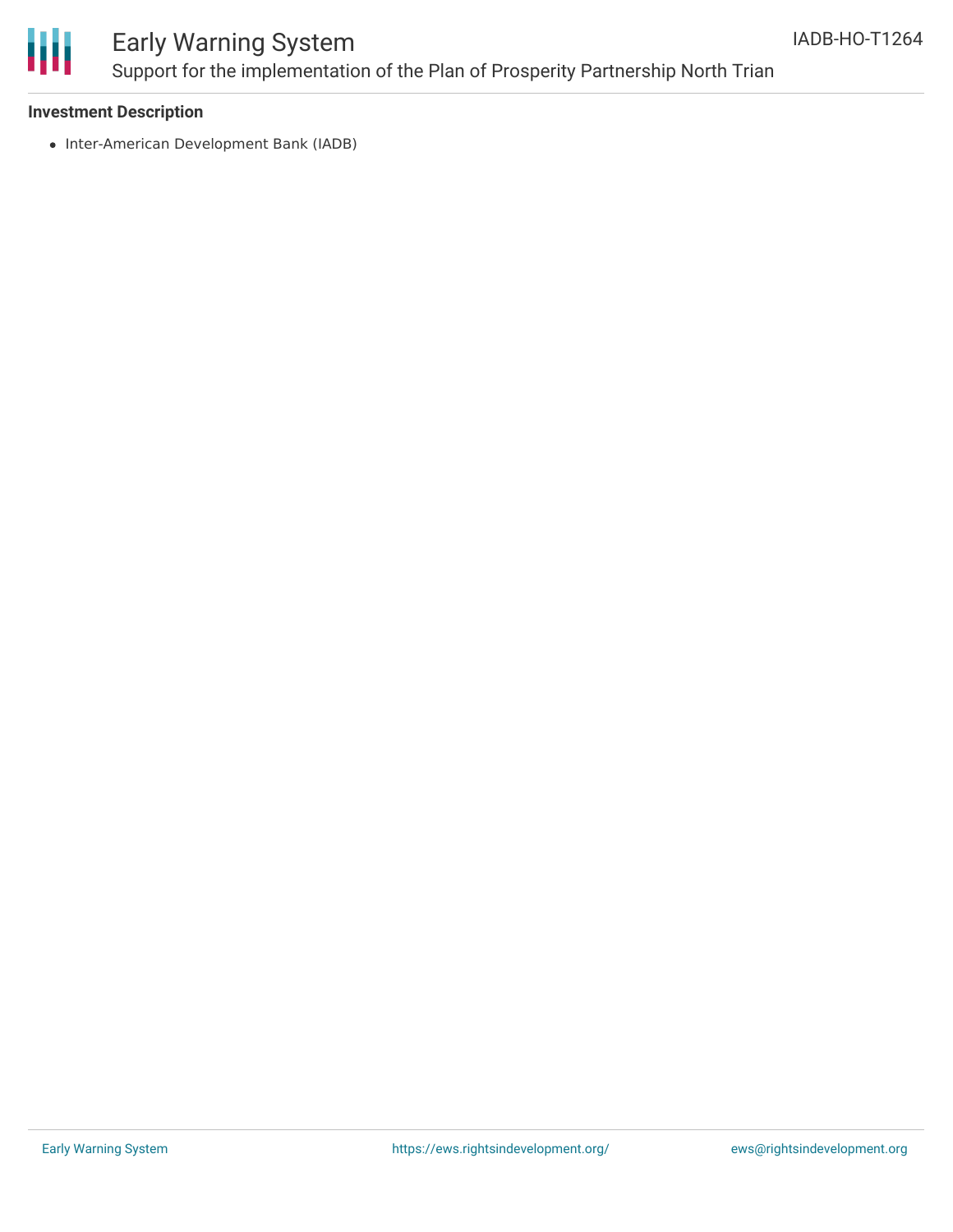**Investment Description**

- Inter-American Development Bank (IADB)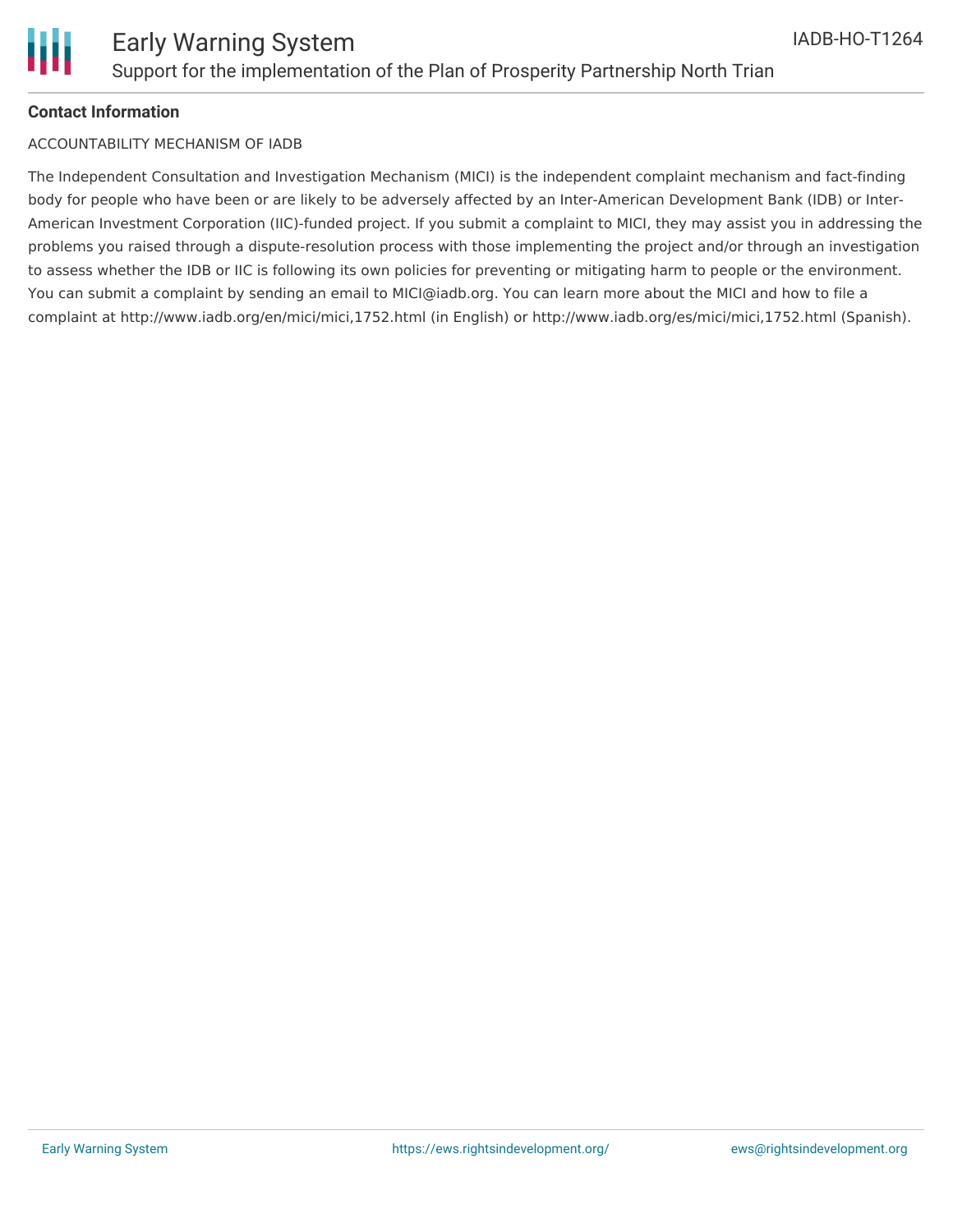**Contact Information**

ACCOUNTABILITY MECHANISM OF IADB

The Independent Consultation and Investigation Mechanism (MICI) is the independent complaint mechanism and fact-finding body for people who have been or are likely to be adversely affected by an Inter-American Development Bank (IDB) or Inter-American Investment Corporation (IIC)-funded project. If you submit a complaint to MICI, they may assist you in addressing the problems you raised through a dispute-resolution process with those implementing the project and/or through an investigation to assess whether the IDB or IIC is following its own policies for preventing or mitigating harm to people or the environment. You can submit a complaint by sending an email to MICI@iadb.org. You can learn more about the MICI and how to file a complaint at http://www.iadb.org/en/mici/mici,1752.html (in English) or http://www.iadb.org/es/mici/mici,1752.html (Spanish).